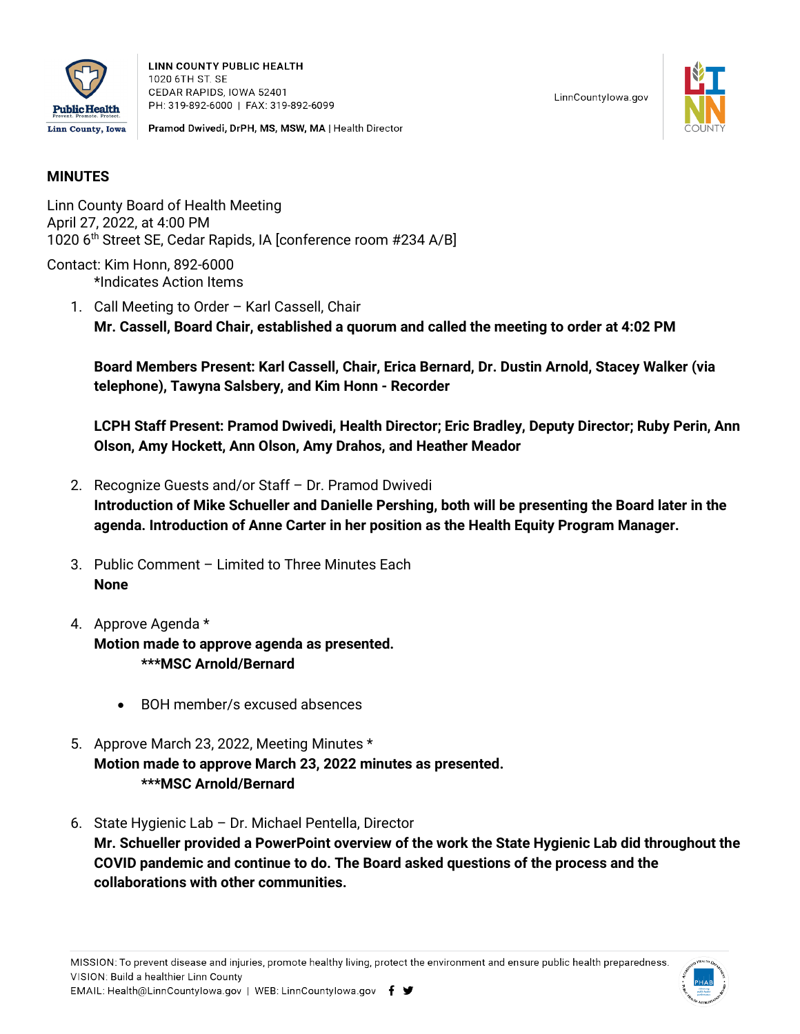LINN COUNTY PUBLIC HEALTH
1020 6TH ST. SE
CEDAR RAPIDS, IOWA 52401
PH: 319-892-6000 | FAX: 319-892-6099

Pramod Dwivedi, DrPH, MS, MSW, MA | Health Director

LinnCountyIowa.gov

## MINUTES

Linn County Board of Health Meeting
April 27, 2022, at 4:00 PM
1020 6th Street SE, Cedar Rapids, IA [conference room #234 A/B]

Contact: Kim Honn, 892-6000
*Indicates Action Items

1. Call Meeting to Order – Karl Cassell, Chair
   **Mr. Cassell, Board Chair, established a quorum and called the meeting to order at 4:02 PM**

   **Board Members Present: Karl Cassell, Chair, Erica Bernard, Dr. Dustin Arnold, Stacey Walker (via telephone), Tawyna Salsbery, and Kim Honn - Recorder**

   **LCPH Staff Present: Pramod Dwivedi, Health Director; Eric Bradley, Deputy Director; Ruby Perin, Ann Olson, Amy Hockett, Ann Olson, Amy Drahos, and Heather Meador**

2. Recognize Guests and/or Staff – Dr. Pramod Dwivedi
   **Introduction of Mike Schueller and Danielle Pershing, both will be presenting the Board later in the agenda. Introduction of Anne Carter in her position as the Health Equity Program Manager.**

3. Public Comment – Limited to Three Minutes Each
   **None**

4. Approve Agenda *
   **Motion made to approve agenda as presented.**
   **\*\*\*MSC Arnold/Bernard**

   - BOH member/s excused absences

5. Approve March 23, 2022, Meeting Minutes *
   **Motion made to approve March 23, 2022 minutes as presented.**
   **\*\*\*MSC Arnold/Bernard**

6. State Hygienic Lab – Dr. Michael Pentella, Director
   **Mr. Schueller provided a PowerPoint overview of the work the State Hygienic Lab did throughout the COVID pandemic and continue to do. The Board asked questions of the process and the collaborations with other communities.**

MISSION: To prevent disease and injuries, promote healthy living, protect the environment and ensure public health preparedness.
VISION: Build a healthier Linn County
EMAIL: Health@LinnCountyIowa.gov | WEB: LinnCountyIowa.gov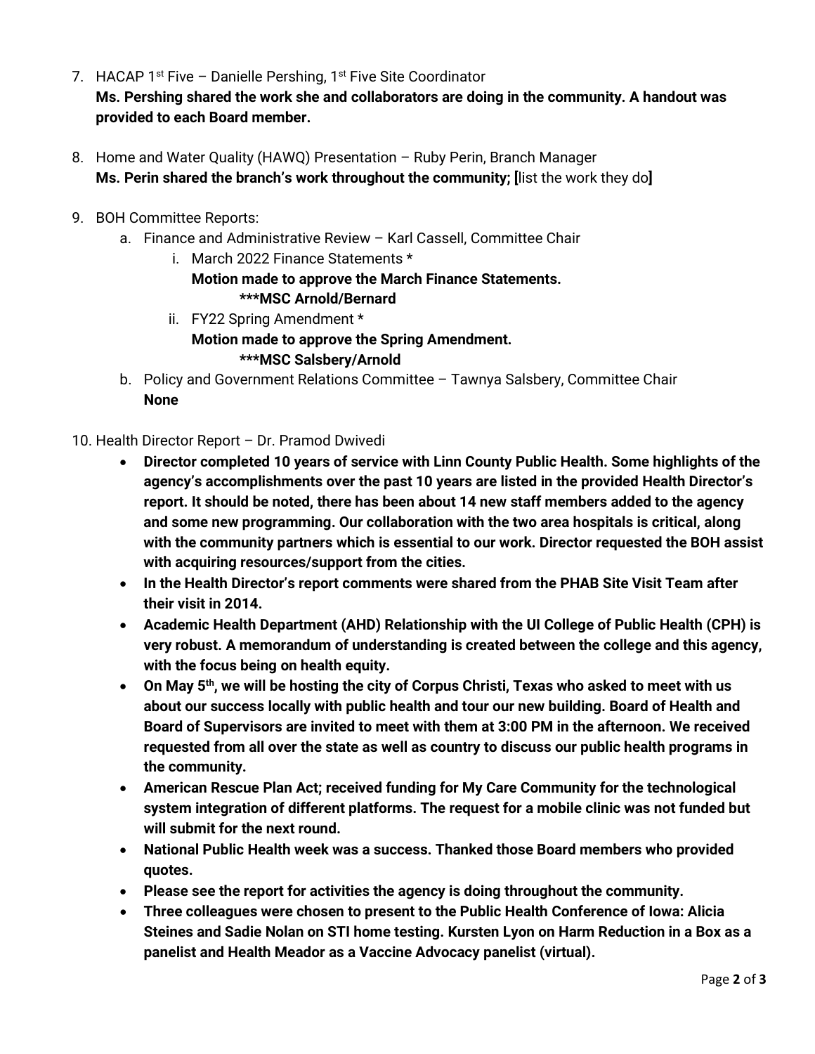7. HACAP 1st Five – Danielle Pershing, 1st Five Site Coordinator
   **Ms. Pershing shared the work she and collaborators are doing in the community. A handout was provided to each Board member.**

8. Home and Water Quality (HAWQ) Presentation – Ruby Perin, Branch Manager
   **Ms. Perin shared the branch's work throughout the community; [**list the work they do**]**

9. BOH Committee Reports:
   a. Finance and Administrative Review – Karl Cassell, Committee Chair
      i. March 2022 Finance Statements *
         **Motion made to approve the March Finance Statements.**
         **\*\*\*MSC Arnold/Bernard**
      ii. FY22 Spring Amendment *
         **Motion made to approve the Spring Amendment.**
         **\*\*\*MSC Salsbery/Arnold**
   b. Policy and Government Relations Committee – Tawnya Salsbery, Committee Chair
      **None**

10. Health Director Report – Dr. Pramod Dwivedi
    - **Director completed 10 years of service with Linn County Public Health. Some highlights of the agency's accomplishments over the past 10 years are listed in the provided Health Director's report. It should be noted, there has been about 14 new staff members added to the agency and some new programming. Our collaboration with the two area hospitals is critical, along with the community partners which is essential to our work. Director requested the BOH assist with acquiring resources/support from the cities.**
    - **In the Health Director's report comments were shared from the PHAB Site Visit Team after their visit in 2014.**
    - **Academic Health Department (AHD) Relationship with the UI College of Public Health (CPH) is very robust. A memorandum of understanding is created between the college and this agency, with the focus being on health equity.**
    - **On May 5th, we will be hosting the city of Corpus Christi, Texas who asked to meet with us about our success locally with public health and tour our new building. Board of Health and Board of Supervisors are invited to meet with them at 3:00 PM in the afternoon. We received requested from all over the state as well as country to discuss our public health programs in the community.**
    - **American Rescue Plan Act; received funding for My Care Community for the technological system integration of different platforms. The request for a mobile clinic was not funded but will submit for the next round.**
    - **National Public Health week was a success. Thanked those Board members who provided quotes.**
    - **Please see the report for activities the agency is doing throughout the community.**
    - **Three colleagues were chosen to present to the Public Health Conference of Iowa: Alicia Steines and Sadie Nolan on STI home testing. Kursten Lyon on Harm Reduction in a Box as a panelist and Health Meador as a Vaccine Advocacy panelist (virtual).**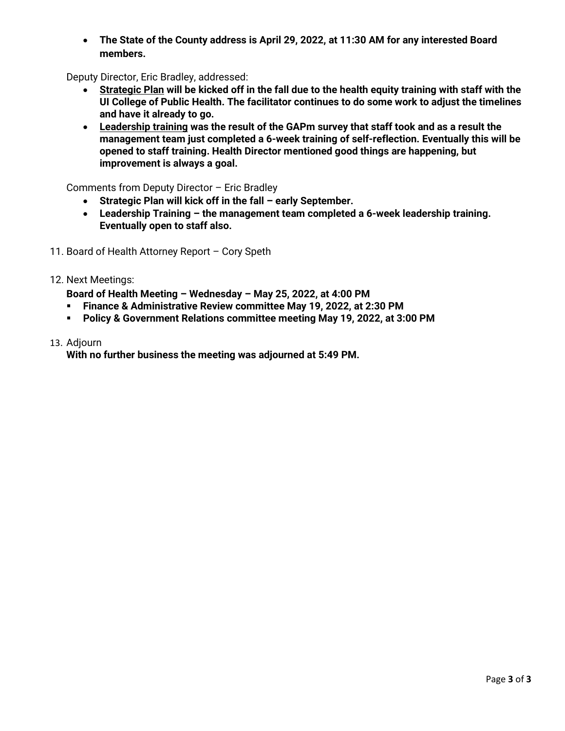- **The State of the County address is April 29, 2022, at 11:30 AM for any interested Board members.**

Deputy Director, Eric Bradley, addressed:

- **<u>Strategic Plan</u> will be kicked off in the fall due to the health equity training with staff with the UI College of Public Health. The facilitator continues to do some work to adjust the timelines and have it already to go.**
- **<u>Leadership training</u> was the result of the GAPm survey that staff took and as a result the management team just completed a 6-week training of self-reflection. Eventually this will be opened to staff training. Health Director mentioned good things are happening, but improvement is always a goal.**

Comments from Deputy Director – Eric Bradley

- **Strategic Plan will kick off in the fall – early September.**
- **Leadership Training – the management team completed a 6-week leadership training. Eventually open to staff also.**

11. Board of Health Attorney Report – Cory Speth

12. Next Meetings:

    **Board of Health Meeting – Wednesday – May 25, 2022, at 4:00 PM**

    - **Finance & Administrative Review committee May 19, 2022, at 2:30 PM**
    - **Policy & Government Relations committee meeting May 19, 2022, at 3:00 PM**

13. Adjourn

    **With no further business the meeting was adjourned at 5:49 PM.**